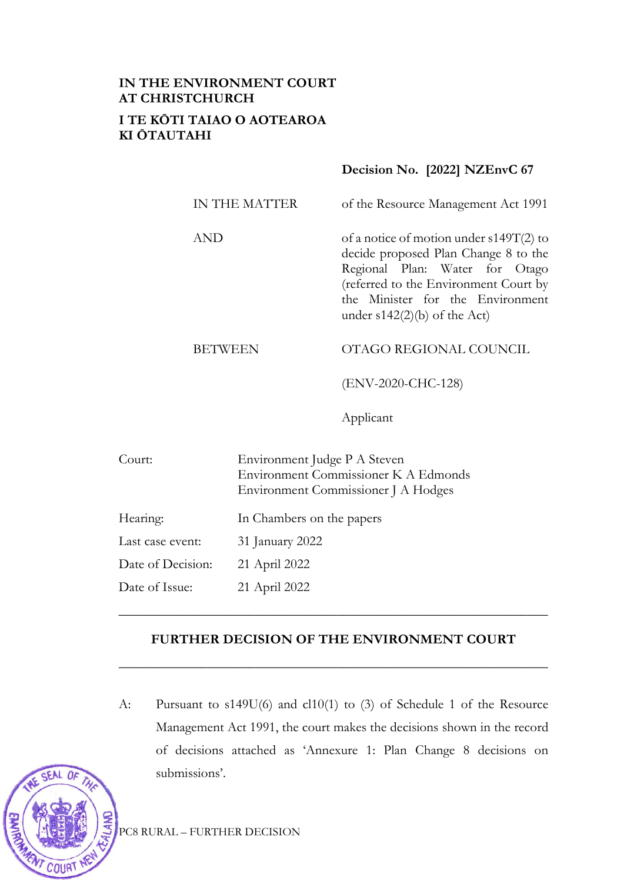**IN THE ENVIRONMENT COURT**
**AT CHRISTCHURCH**

**I TE KŌTI TAIAO O AOTEAROA**
**KI ŌTAUTAHI**

**Decision No. [2022] NZEnvC 67**

| | |
|---|---|
| IN THE MATTER | of the Resource Management Act 1991 |
| AND | of a notice of motion under s149T(2) to decide proposed Plan Change 8 to the Regional Plan: Water for Otago (referred to the Environment Court by the Minister for the Environment under s142(2)(b) of the Act) |
| BETWEEN | OTAGO REGIONAL COUNCIL |
| | (ENV-2020-CHC-128) |
| | Applicant |

| | |
|---|---|
| Court: | Environment Judge P A Steven<br>Environment Commissioner K A Edmonds<br>Environment Commissioner J A Hodges |
| Hearing: | In Chambers on the papers |
| Last case event: | 31 January 2022 |
| Date of Decision: | 21 April 2022 |
| Date of Issue: | 21 April 2022 |

---

## FURTHER DECISION OF THE ENVIRONMENT COURT

---

A: Pursuant to s149U(6) and cl10(1) to (3) of Schedule 1 of the Resource Management Act 1991, the court makes the decisions shown in the record of decisions attached as 'Annexure 1: Plan Change 8 decisions on submissions'.

PC8 RURAL – FURTHER DECISION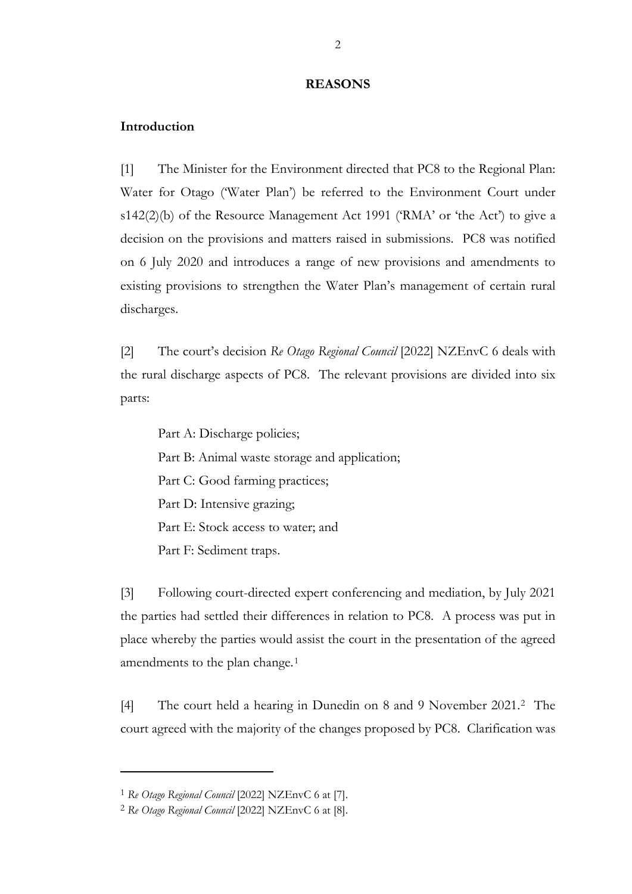**REASONS**

**Introduction**

[1] The Minister for the Environment directed that PC8 to the Regional Plan: Water for Otago ('Water Plan') be referred to the Environment Court under s142(2)(b) of the Resource Management Act 1991 ('RMA' or 'the Act') to give a decision on the provisions and matters raised in submissions. PC8 was notified on 6 July 2020 and introduces a range of new provisions and amendments to existing provisions to strengthen the Water Plan's management of certain rural discharges.

[2] The court's decision *Re Otago Regional Council* [2022] NZEnvC 6 deals with the rural discharge aspects of PC8. The relevant provisions are divided into six parts:

Part A: Discharge policies;

Part B: Animal waste storage and application;

Part C: Good farming practices;

Part D: Intensive grazing;

Part E: Stock access to water; and

Part F: Sediment traps.

[3] Following court-directed expert conferencing and mediation, by July 2021 the parties had settled their differences in relation to PC8. A process was put in place whereby the parties would assist the court in the presentation of the agreed amendments to the plan change.[1]

[4] The court held a hearing in Dunedin on 8 and 9 November 2021.[2] The court agreed with the majority of the changes proposed by PC8. Clarification was

---

[1] *Re Otago Regional Council* [2022] NZEnvC 6 at [7].

[2] *Re Otago Regional Council* [2022] NZEnvC 6 at [8].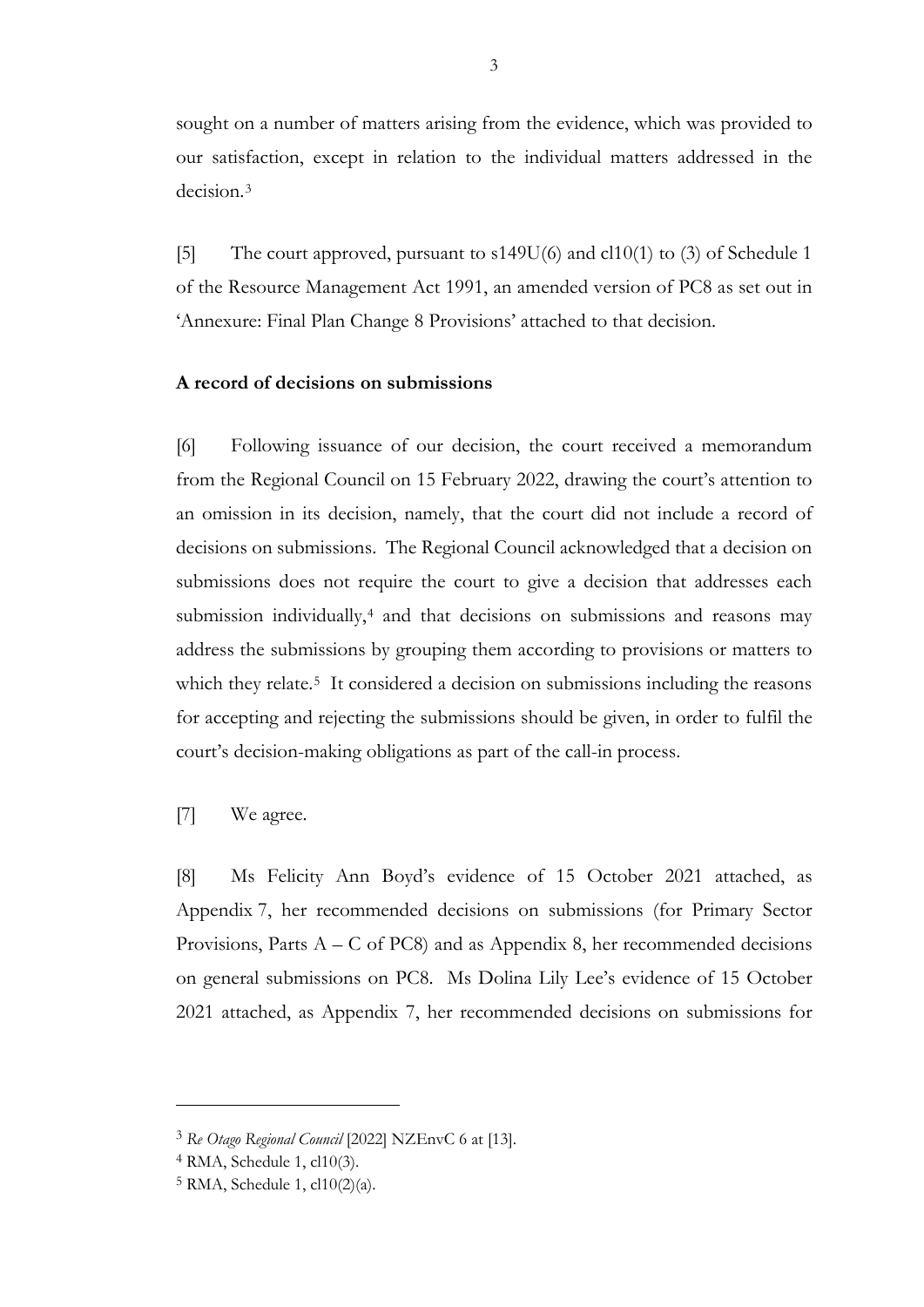sought on a number of matters arising from the evidence, which was provided to our satisfaction, except in relation to the individual matters addressed in the decision.[3]

[5] The court approved, pursuant to s149U(6) and cl10(1) to (3) of Schedule 1 of the Resource Management Act 1991, an amended version of PC8 as set out in 'Annexure: Final Plan Change 8 Provisions' attached to that decision.

**A record of decisions on submissions**

[6] Following issuance of our decision, the court received a memorandum from the Regional Council on 15 February 2022, drawing the court's attention to an omission in its decision, namely, that the court did not include a record of decisions on submissions. The Regional Council acknowledged that a decision on submissions does not require the court to give a decision that addresses each submission individually,[4] and that decisions on submissions and reasons may address the submissions by grouping them according to provisions or matters to which they relate.[5] It considered a decision on submissions including the reasons for accepting and rejecting the submissions should be given, in order to fulfil the court's decision-making obligations as part of the call-in process.

[7] We agree.

[8] Ms Felicity Ann Boyd's evidence of 15 October 2021 attached, as Appendix 7, her recommended decisions on submissions (for Primary Sector Provisions, Parts A – C of PC8) and as Appendix 8, her recommended decisions on general submissions on PC8. Ms Dolina Lily Lee's evidence of 15 October 2021 attached, as Appendix 7, her recommended decisions on submissions for

---

[3] *Re Otago Regional Council* [2022] NZEnvC 6 at [13].

[4] RMA, Schedule 1, cl10(3).

[5] RMA, Schedule 1, cl10(2)(a).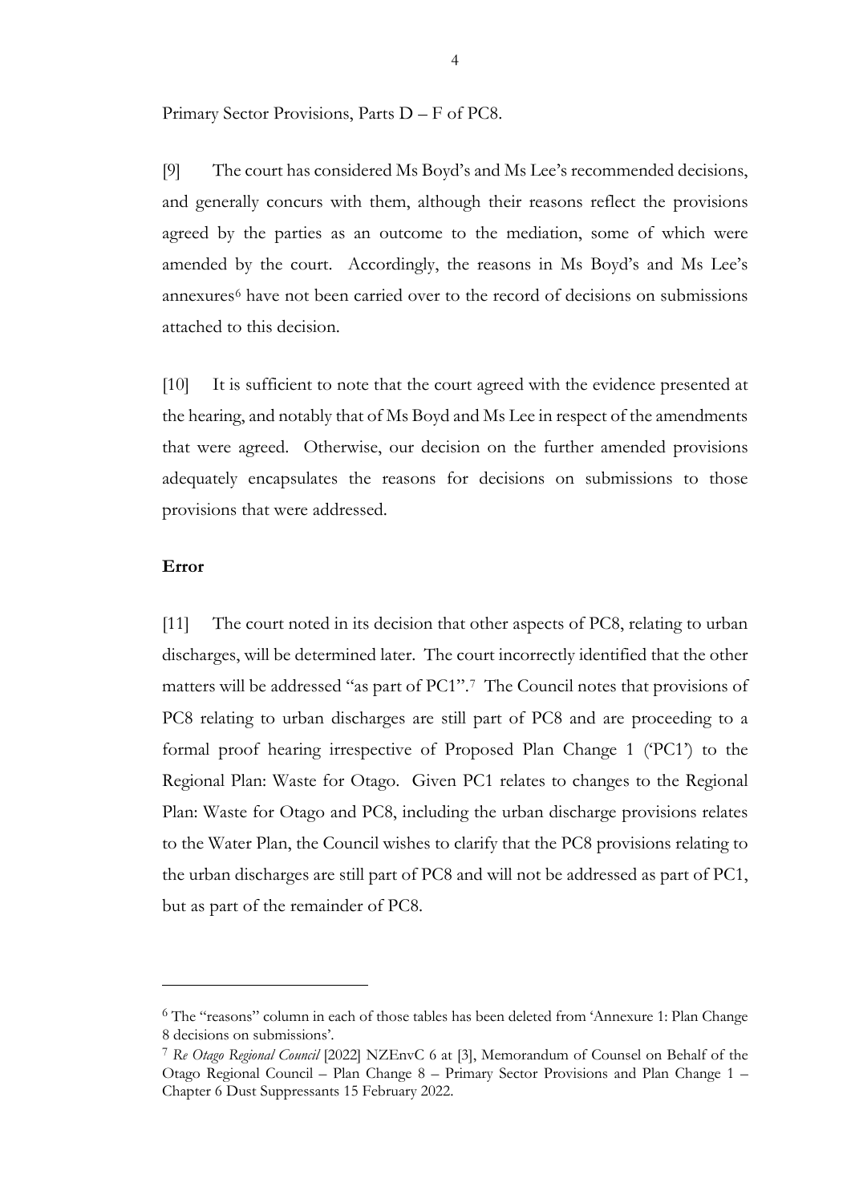Primary Sector Provisions, Parts D – F of PC8.

[9] The court has considered Ms Boyd's and Ms Lee's recommended decisions, and generally concurs with them, although their reasons reflect the provisions agreed by the parties as an outcome to the mediation, some of which were amended by the court. Accordingly, the reasons in Ms Boyd's and Ms Lee's annexures[6] have not been carried over to the record of decisions on submissions attached to this decision.

[10] It is sufficient to note that the court agreed with the evidence presented at the hearing, and notably that of Ms Boyd and Ms Lee in respect of the amendments that were agreed. Otherwise, our decision on the further amended provisions adequately encapsulates the reasons for decisions on submissions to those provisions that were addressed.

**Error**

[11] The court noted in its decision that other aspects of PC8, relating to urban discharges, will be determined later. The court incorrectly identified that the other matters will be addressed "as part of PC1".[7] The Council notes that provisions of PC8 relating to urban discharges are still part of PC8 and are proceeding to a formal proof hearing irrespective of Proposed Plan Change 1 ('PC1') to the Regional Plan: Waste for Otago. Given PC1 relates to changes to the Regional Plan: Waste for Otago and PC8, including the urban discharge provisions relates to the Water Plan, the Council wishes to clarify that the PC8 provisions relating to the urban discharges are still part of PC8 and will not be addressed as part of PC1, but as part of the remainder of PC8.

---

[6] The "reasons" column in each of those tables has been deleted from 'Annexure 1: Plan Change 8 decisions on submissions'.

[7] *Re Otago Regional Council* [2022] NZEnvC 6 at [3], Memorandum of Counsel on Behalf of the Otago Regional Council – Plan Change 8 – Primary Sector Provisions and Plan Change 1 – Chapter 6 Dust Suppressants 15 February 2022.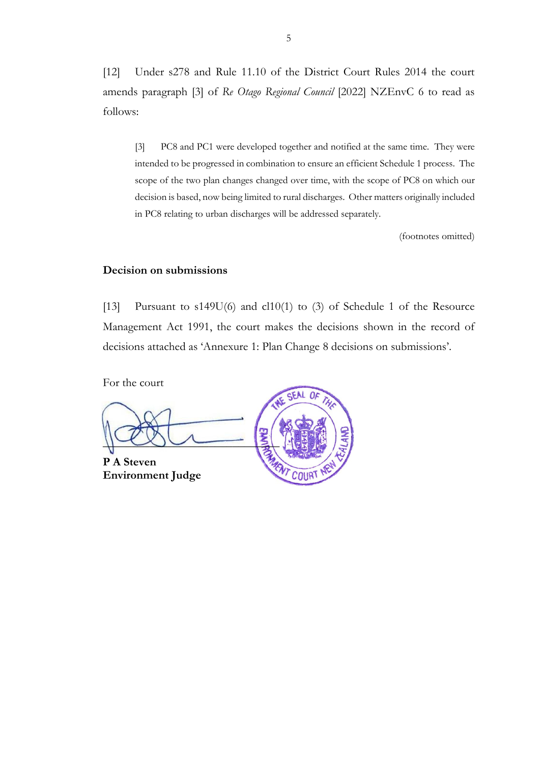[12] Under s278 and Rule 11.10 of the District Court Rules 2014 the court amends paragraph [3] of *Re Otago Regional Council* [2022] NZEnvC 6 to read as follows:

> [3] PC8 and PC1 were developed together and notified at the same time. They were intended to be progressed in combination to ensure an efficient Schedule 1 process. The scope of the two plan changes changed over time, with the scope of PC8 on which our decision is based, now being limited to rural discharges. Other matters originally included in PC8 relating to urban discharges will be addressed separately.
>
> (footnotes omitted)

**Decision on submissions**

[13] Pursuant to s149U(6) and cl10(1) to (3) of Schedule 1 of the Resource Management Act 1991, the court makes the decisions shown in the record of decisions attached as 'Annexure 1: Plan Change 8 decisions on submissions'.

For the court

**P A Steven**
**Environment Judge**